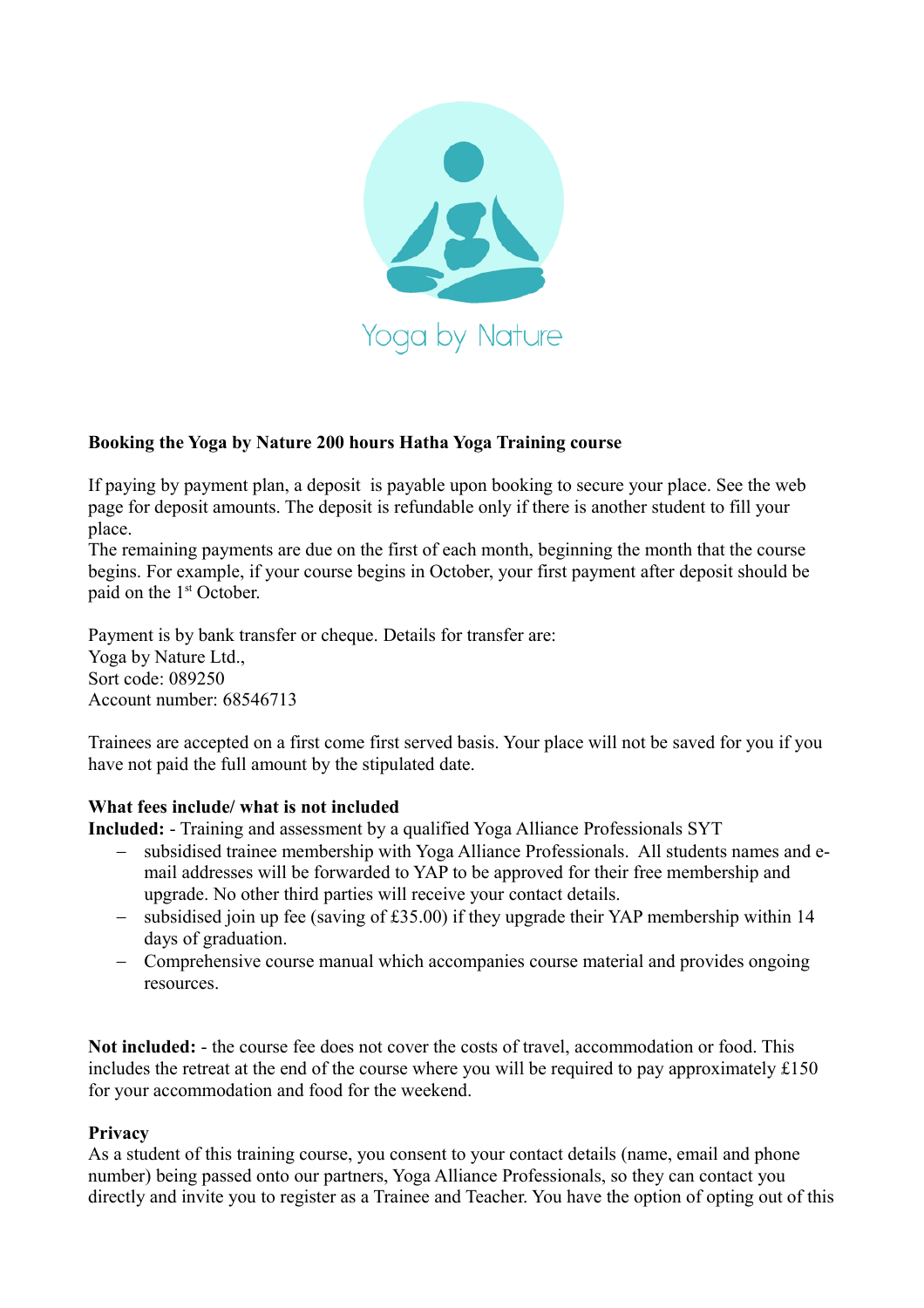Yoga by Nature

**Booking the Yoga by Nature 200 hours Hatha Yoga Training course**

If paying by payment plan, a deposit is payable upon booking to secure your place. See the web page for deposit amounts. The deposit is refundable only if there is another student to fill your place.
The remaining payments are due on the first of each month, beginning the month that the course begins. For example, if your course begins in October, your first payment after deposit should be paid on the 1st October.

Payment is by bank transfer or cheque. Details for transfer are:
Yoga by Nature Ltd.,
Sort code: 089250
Account number: 68546713

Trainees are accepted on a first come first served basis. Your place will not be saved for you if you have not paid the full amount by the stipulated date.

**What fees include/ what is not included**

**Included:** - Training and assessment by a qualified Yoga Alliance Professionals SYT

- subsidised trainee membership with Yoga Alliance Professionals. All students names and e-mail addresses will be forwarded to YAP to be approved for their free membership and upgrade. No other third parties will receive your contact details.
- subsidised join up fee (saving of £35.00) if they upgrade their YAP membership within 14 days of graduation.
- Comprehensive course manual which accompanies course material and provides ongoing resources.

**Not included:** - the course fee does not cover the costs of travel, accommodation or food. This includes the retreat at the end of the course where you will be required to pay approximately £150 for your accommodation and food for the weekend.

**Privacy**

As a student of this training course, you consent to your contact details (name, email and phone number) being passed onto our partners, Yoga Alliance Professionals, so they can contact you directly and invite you to register as a Trainee and Teacher. You have the option of opting out of this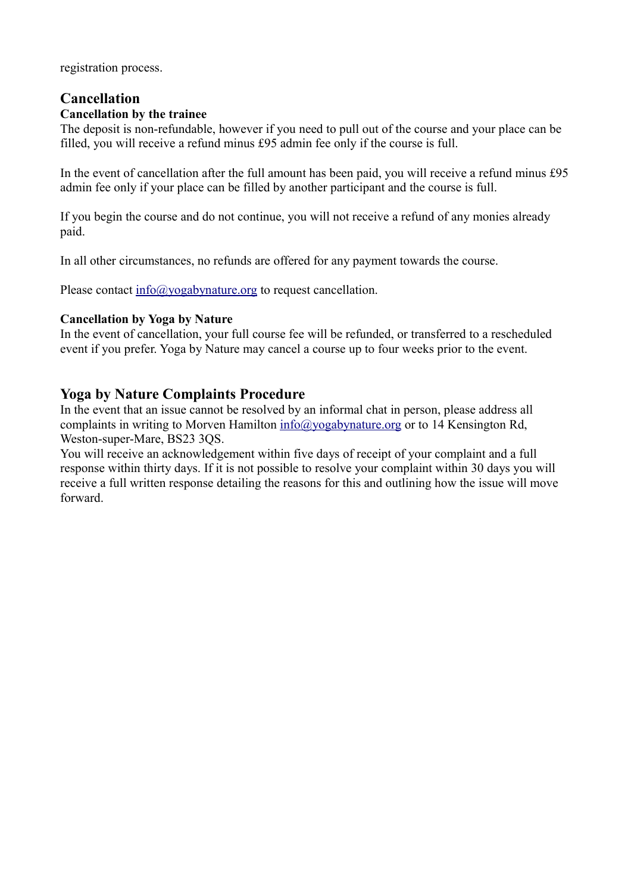registration process.

## Cancellation

### Cancellation by the trainee

The deposit is non-refundable, however if you need to pull out of the course and your place can be filled, you will receive a refund minus £95 admin fee only if the course is full.

In the event of cancellation after the full amount has been paid, you will receive a refund minus £95 admin fee only if your place can be filled by another participant and the course is full.

If you begin the course and do not continue, you will not receive a refund of any monies already paid.

In all other circumstances, no refunds are offered for any payment towards the course.

Please contact info@yogabynature.org to request cancellation.

### Cancellation by Yoga by Nature

In the event of cancellation, your full course fee will be refunded, or transferred to a rescheduled event if you prefer. Yoga by Nature may cancel a course up to four weeks prior to the event.

## Yoga by Nature Complaints Procedure

In the event that an issue cannot be resolved by an informal chat in person, please address all complaints in writing to Morven Hamilton info@yogabynature.org or to 14 Kensington Rd, Weston-super-Mare, BS23 3QS.
You will receive an acknowledgement within five days of receipt of your complaint and a full response within thirty days. If it is not possible to resolve your complaint within 30 days you will receive a full written response detailing the reasons for this and outlining how the issue will move forward.